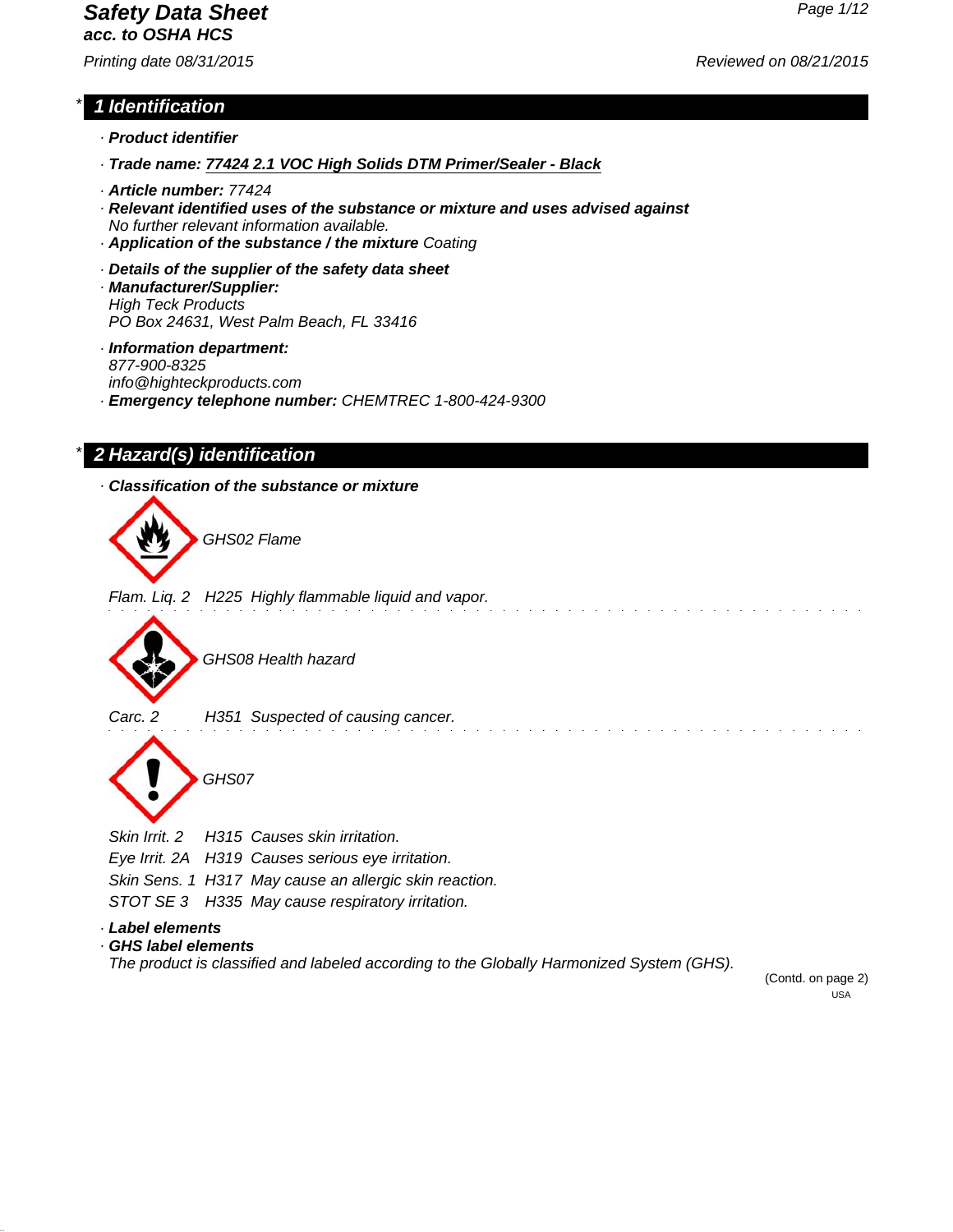# Safety Data Sheet
**acc. to OSHA HCS**

Printing date 08/31/2015 Reviewed on 08/21/2015

## * 1 Identification

· **Product identifier**

· **Trade name: 77424 2.1 VOC High Solids DTM Primer/Sealer - Black**

· **Article number:** 77424

· **Relevant identified uses of the substance or mixture and uses advised against**
No further relevant information available.

· **Application of the substance / the mixture** Coating

· **Details of the supplier of the safety data sheet**

· **Manufacturer/Supplier:**
High Teck Products
PO Box 24631, West Palm Beach, FL 33416

· **Information department:**
877-900-8325
info@highteckproducts.com

· **Emergency telephone number:** CHEMTREC 1-800-424-9300

## * 2 Hazard(s) identification

· **Classification of the substance or mixture**

GHS02 Flame

Flam. Liq. 2 H225 Highly flammable liquid and vapor.

GHS08 Health hazard

Carc. 2 H351 Suspected of causing cancer.

GHS07

Skin Irrit. 2 H315 Causes skin irritation.
Eye Irrit. 2A H319 Causes serious eye irritation.
Skin Sens. 1 H317 May cause an allergic skin reaction.
STOT SE 3 H335 May cause respiratory irritation.

· **Label elements**

· **GHS label elements**
The product is classified and labeled according to the Globally Harmonized System (GHS).

(Contd. on page 2)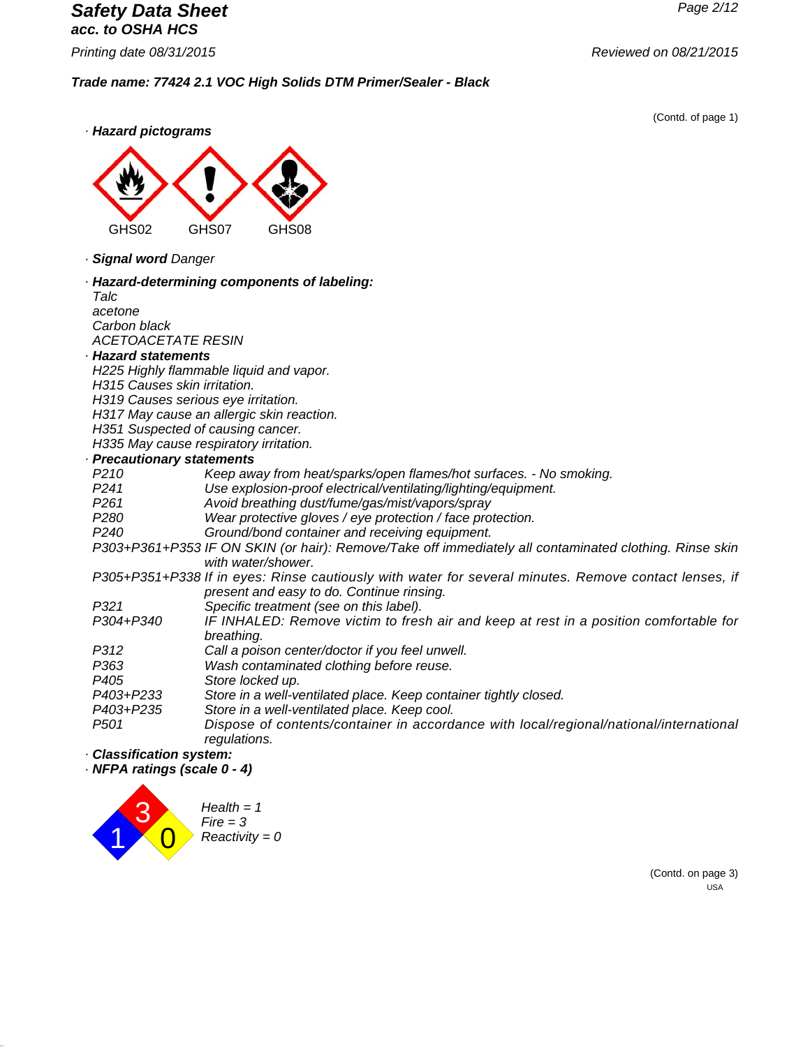*Trade name: 77424 2.1 VOC High Solids DTM Primer/Sealer - Black*

(Contd. of page 1)

· **Hazard pictograms**

GHS02 GHS07 GHS08

· **Signal word** Danger

· **Hazard-determining components of labeling:**

Talc
acetone
Carbon black
ACETOACETATE RESIN

· **Hazard statements**

H225 Highly flammable liquid and vapor.
H315 Causes skin irritation.
H319 Causes serious eye irritation.
H317 May cause an allergic skin reaction.
H351 Suspected of causing cancer.
H335 May cause respiratory irritation.

· **Precautionary statements**

| | |
|---|---|
| P210 | Keep away from heat/sparks/open flames/hot surfaces. - No smoking. |
| P241 | Use explosion-proof electrical/ventilating/lighting/equipment. |
| P261 | Avoid breathing dust/fume/gas/mist/vapors/spray |
| P280 | Wear protective gloves / eye protection / face protection. |
| P240 | Ground/bond container and receiving equipment. |
| P303+P361+P353 | IF ON SKIN (or hair): Remove/Take off immediately all contaminated clothing. Rinse skin with water/shower. |
| P305+P351+P338 | If in eyes: Rinse cautiously with water for several minutes. Remove contact lenses, if present and easy to do. Continue rinsing. |
| P321 | Specific treatment (see on this label). |
| P304+P340 | IF INHALED: Remove victim to fresh air and keep at rest in a position comfortable for breathing. |
| P312 | Call a poison center/doctor if you feel unwell. |
| P363 | Wash contaminated clothing before reuse. |
| P405 | Store locked up. |
| P403+P233 | Store in a well-ventilated place. Keep container tightly closed. |
| P403+P235 | Store in a well-ventilated place. Keep cool. |
| P501 | Dispose of contents/container in accordance with local/regional/national/international regulations. |

· **Classification system:**

· **NFPA ratings (scale 0 - 4)**

Health = 1
Fire = 3
Reactivity = 0

(Contd. on page 3)

USA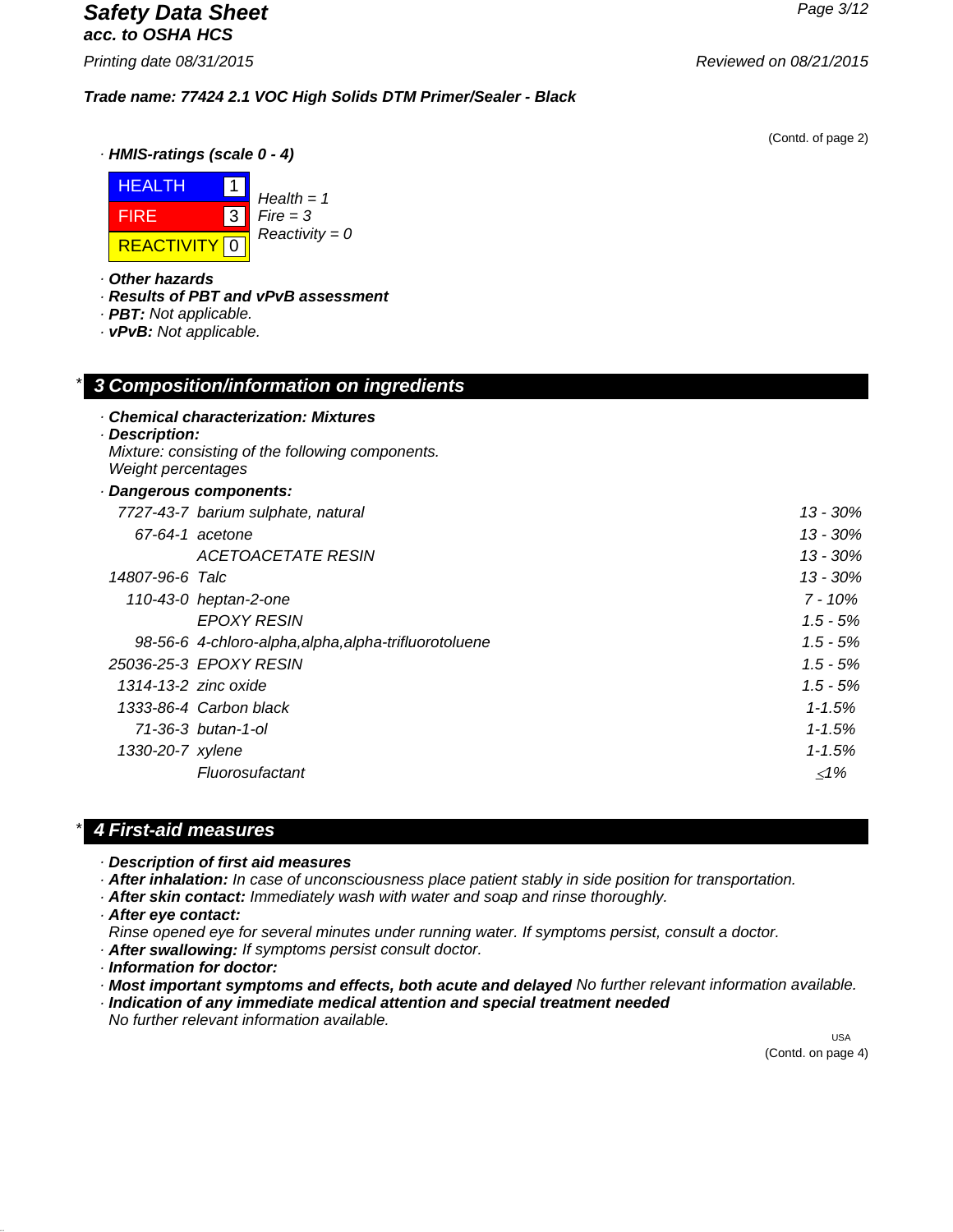(Contd. of page 2)

· **HMIS-ratings (scale 0 - 4)**

| | |
|---|---|
| HEALTH | 1 |
| FIRE | 3 |
| REACTIVITY | 0 |

*Health = 1*
*Fire = 3*
*Reactivity = 0*

· **Other hazards**
· **Results of PBT and vPvB assessment**
· **PBT:** Not applicable.
· **vPvB:** Not applicable.

## * 3 Composition/information on ingredients

· **Chemical characterization: Mixtures**
· **Description:**
Mixture: consisting of the following components.
Weight percentages

· **Dangerous components:**

| CAS | Component | % |
|---|---|---|
| 7727-43-7 | barium sulphate, natural | 13 - 30% |
| 67-64-1 | acetone | 13 - 30% |
| | ACETOACETATE RESIN | 13 - 30% |
| 14807-96-6 | Talc | 13 - 30% |
| 110-43-0 | heptan-2-one | 7 - 10% |
| | EPOXY RESIN | 1.5 - 5% |
| 98-56-6 | 4-chloro-alpha,alpha,alpha-trifluorotoluene | 1.5 - 5% |
| 25036-25-3 | EPOXY RESIN | 1.5 - 5% |
| 1314-13-2 | zinc oxide | 1.5 - 5% |
| 1333-86-4 | Carbon black | 1-1.5% |
| 71-36-3 | butan-1-ol | 1-1.5% |
| 1330-20-7 | xylene | 1-1.5% |
| | Fluorosufactant | ≤1% |

## * 4 First-aid measures

· **Description of first aid measures**
· **After inhalation:** In case of unconsciousness place patient stably in side position for transportation.
· **After skin contact:** Immediately wash with water and soap and rinse thoroughly.
· **After eye contact:**
Rinse opened eye for several minutes under running water. If symptoms persist, consult a doctor.
· **After swallowing:** If symptoms persist consult doctor.
· **Information for doctor:**
· **Most important symptoms and effects, both acute and delayed** No further relevant information available.
· **Indication of any immediate medical attention and special treatment needed**
No further relevant information available.

USA

(Contd. on page 4)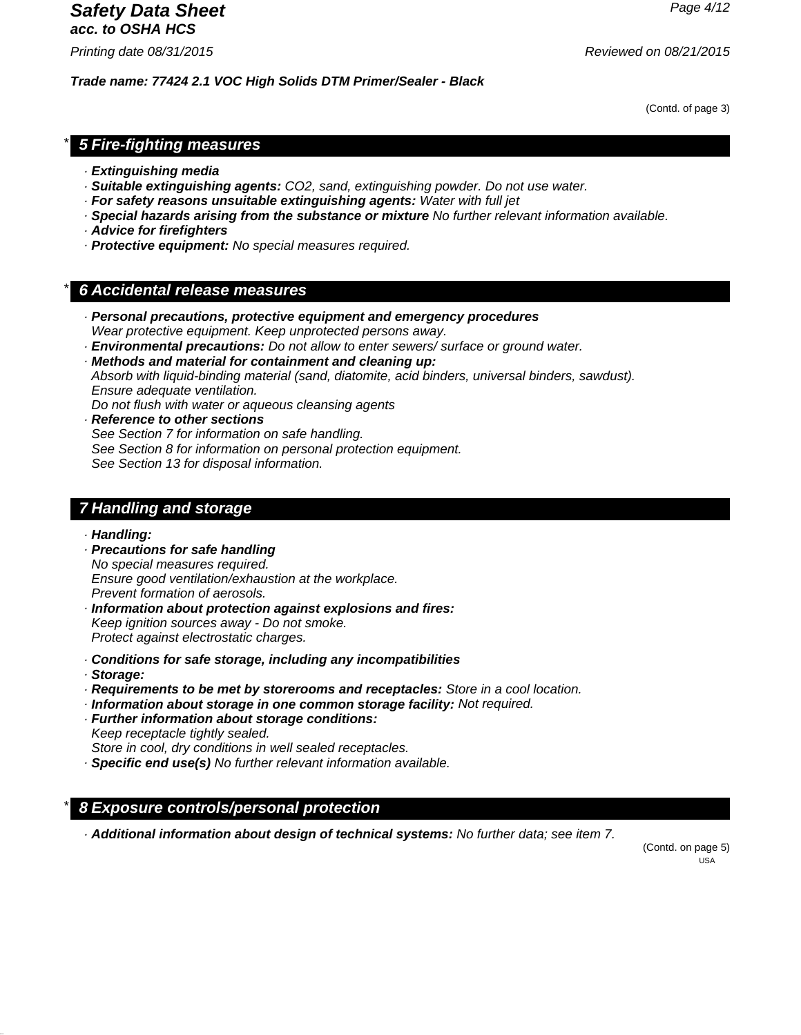## * 5 Fire-fighting measures

- **Extinguishing media**
- **Suitable extinguishing agents:** *CO2, sand, extinguishing powder. Do not use water.*
- **For safety reasons unsuitable extinguishing agents:** *Water with full jet*
- **Special hazards arising from the substance or mixture** *No further relevant information available.*
- **Advice for firefighters**
- **Protective equipment:** *No special measures required.*

## * 6 Accidental release measures

- **Personal precautions, protective equipment and emergency procedures**
  *Wear protective equipment. Keep unprotected persons away.*
- **Environmental precautions:** *Do not allow to enter sewers/ surface or ground water.*
- **Methods and material for containment and cleaning up:**
  *Absorb with liquid-binding material (sand, diatomite, acid binders, universal binders, sawdust).*
  *Ensure adequate ventilation.*
  *Do not flush with water or aqueous cleansing agents*
- **Reference to other sections**
  *See Section 7 for information on safe handling.*
  *See Section 8 for information on personal protection equipment.*
  *See Section 13 for disposal information.*

## 7 Handling and storage

- **Handling:**
- **Precautions for safe handling**
  *No special measures required.*
  *Ensure good ventilation/exhaustion at the workplace.*
  *Prevent formation of aerosols.*
- **Information about protection against explosions and fires:**
  *Keep ignition sources away - Do not smoke.*
  *Protect against electrostatic charges.*
- **Conditions for safe storage, including any incompatibilities**
- **Storage:**
- **Requirements to be met by storerooms and receptacles:** *Store in a cool location.*
- **Information about storage in one common storage facility:** *Not required.*
- **Further information about storage conditions:**
  *Keep receptacle tightly sealed.*
  *Store in cool, dry conditions in well sealed receptacles.*
- **Specific end use(s)** *No further relevant information available.*

## * 8 Exposure controls/personal protection

- **Additional information about design of technical systems:** *No further data; see item 7.*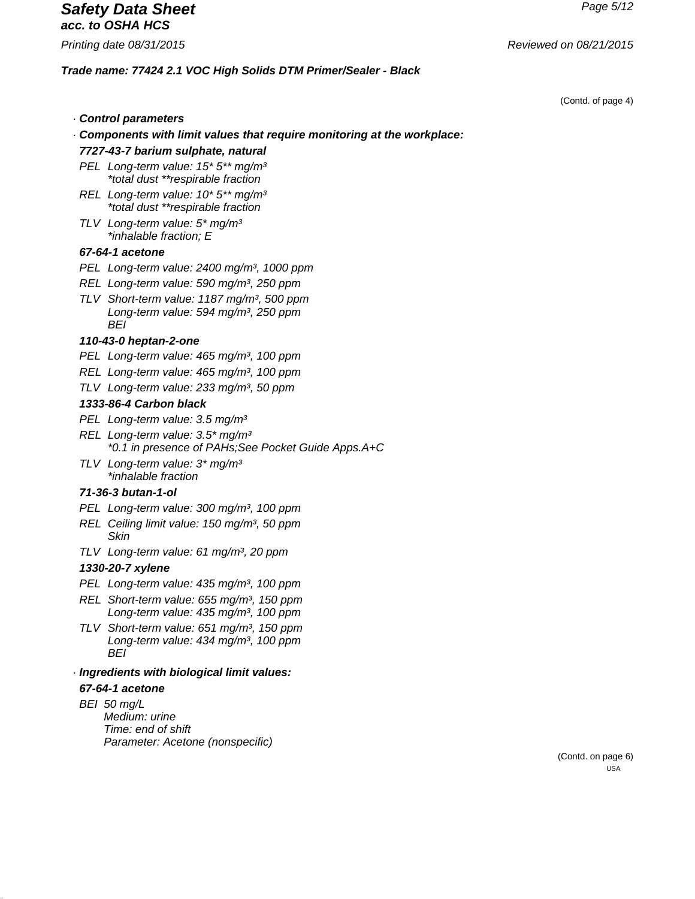(Contd. of page 4)

· **Control parameters**

· **Components with limit values that require monitoring at the workplace:**

**7727-43-7 barium sulphate, natural**

PEL Long-term value: 15* 5** mg/m³
*total dust **respirable fraction

REL Long-term value: 10* 5** mg/m³
*total dust **respirable fraction

TLV Long-term value: 5* mg/m³
*inhalable fraction; E

**67-64-1 acetone**

PEL Long-term value: 2400 mg/m³, 1000 ppm

REL Long-term value: 590 mg/m³, 250 ppm

TLV Short-term value: 1187 mg/m³, 500 ppm
Long-term value: 594 mg/m³, 250 ppm
BEI

**110-43-0 heptan-2-one**

PEL Long-term value: 465 mg/m³, 100 ppm

REL Long-term value: 465 mg/m³, 100 ppm

TLV Long-term value: 233 mg/m³, 50 ppm

**1333-86-4 Carbon black**

PEL Long-term value: 3.5 mg/m³

REL Long-term value: 3.5* mg/m³
*0.1 in presence of PAHs;See Pocket Guide Apps.A+C

TLV Long-term value: 3* mg/m³
*inhalable fraction

**71-36-3 butan-1-ol**

PEL Long-term value: 300 mg/m³, 100 ppm

REL Ceiling limit value: 150 mg/m³, 50 ppm
Skin

TLV Long-term value: 61 mg/m³, 20 ppm

**1330-20-7 xylene**

PEL Long-term value: 435 mg/m³, 100 ppm

REL Short-term value: 655 mg/m³, 150 ppm
Long-term value: 435 mg/m³, 100 ppm

TLV Short-term value: 651 mg/m³, 150 ppm
Long-term value: 434 mg/m³, 100 ppm
BEI

· **Ingredients with biological limit values:**

**67-64-1 acetone**

BEI 50 mg/L
Medium: urine
Time: end of shift
Parameter: Acetone (nonspecific)

(Contd. on page 6)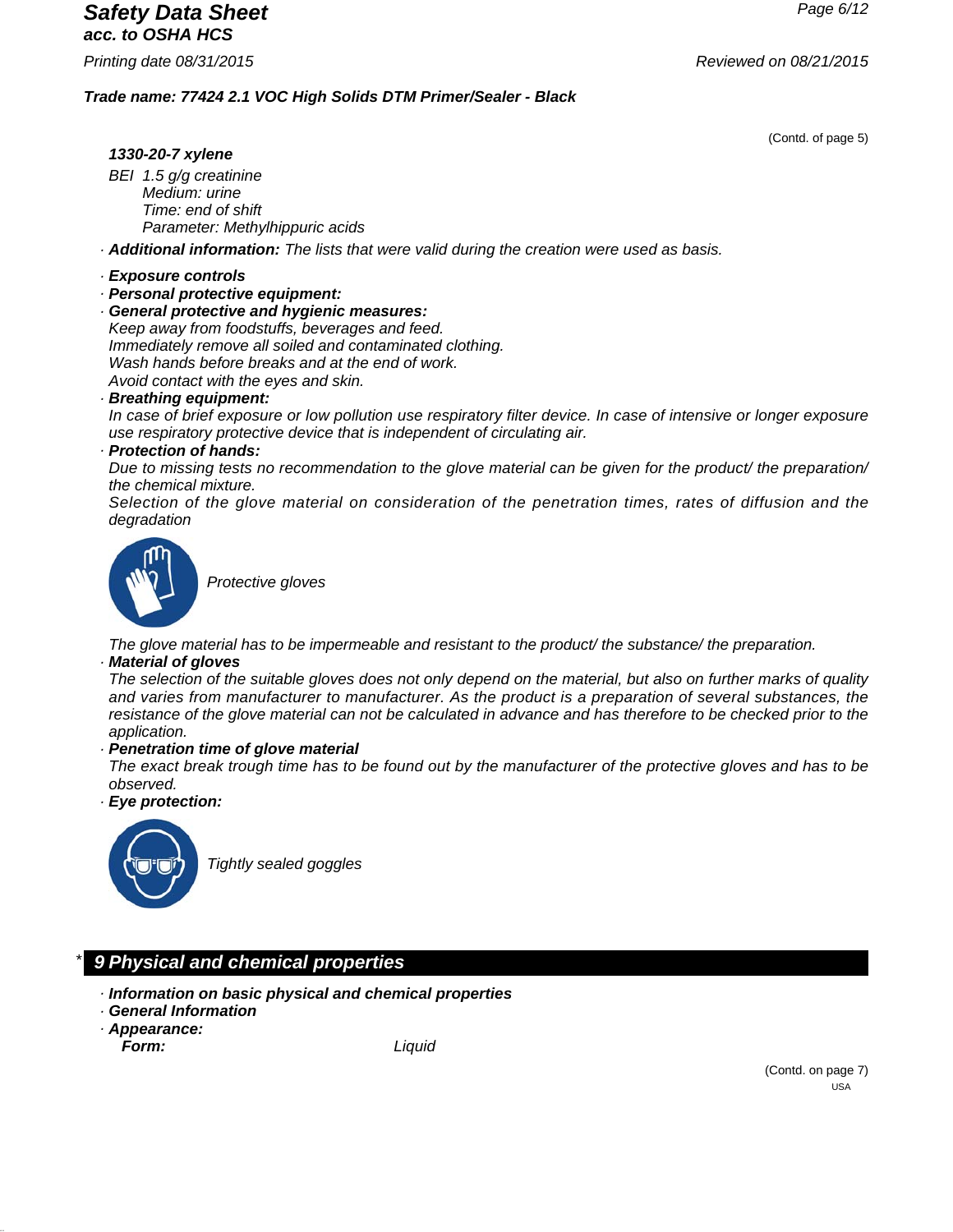(Contd. of page 5)

**1330-20-7 xylene**

BEI 1.5 g/g creatinine
Medium: urine
Time: end of shift
Parameter: Methylhippuric acids

· **Additional information:** The lists that were valid during the creation were used as basis.

· **Exposure controls**
· **Personal protective equipment:**
· **General protective and hygienic measures:**
Keep away from foodstuffs, beverages and feed.
Immediately remove all soiled and contaminated clothing.
Wash hands before breaks and at the end of work.
Avoid contact with the eyes and skin.
· **Breathing equipment:**
In case of brief exposure or low pollution use respiratory filter device. In case of intensive or longer exposure use respiratory protective device that is independent of circulating air.
· **Protection of hands:**
Due to missing tests no recommendation to the glove material can be given for the product/ the preparation/ the chemical mixture.
Selection of the glove material on consideration of the penetration times, rates of diffusion and the degradation

Protective gloves

The glove material has to be impermeable and resistant to the product/ the substance/ the preparation.
· **Material of gloves**
The selection of the suitable gloves does not only depend on the material, but also on further marks of quality and varies from manufacturer to manufacturer. As the product is a preparation of several substances, the resistance of the glove material can not be calculated in advance and has therefore to be checked prior to the application.
· **Penetration time of glove material**
The exact break trough time has to be found out by the manufacturer of the protective gloves and has to be observed.
· **Eye protection:**

Tightly sealed goggles

## * 9 Physical and chemical properties

· **Information on basic physical and chemical properties**
· **General Information**
· **Appearance:**

| | |
|---|---|
| **Form:** | Liquid |

(Contd. on page 7)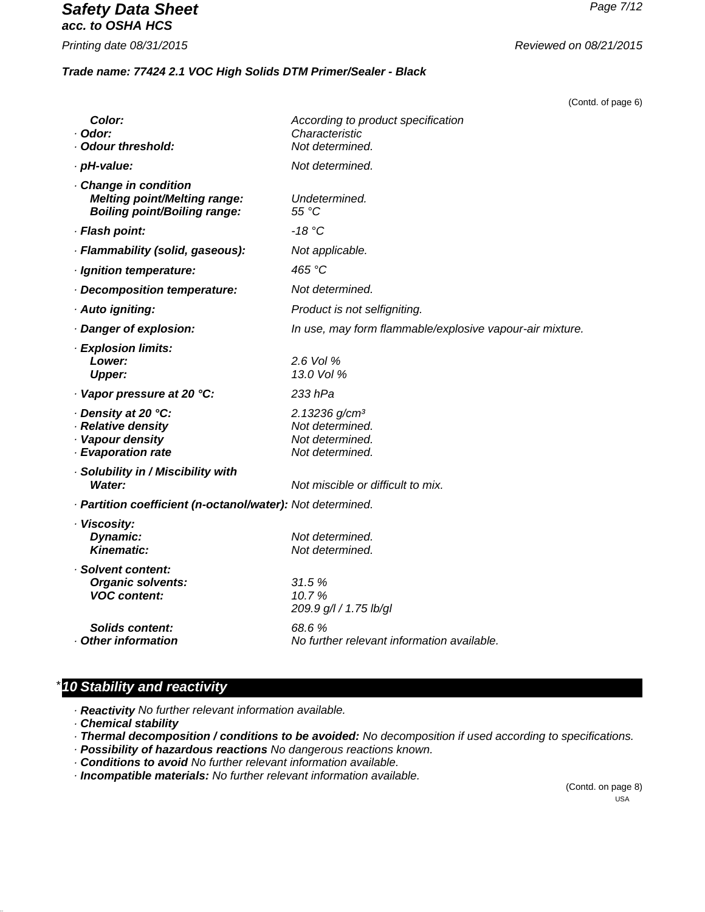Trade name: 77424 2.1 VOC High Solids DTM Primer/Sealer - Black

(Contd. of page 6)

| | |
|---|---|
| **Color:** | According to product specification |
| · **Odor:** | Characteristic |
| · **Odour threshold:** | Not determined. |
| · **pH-value:** | Not determined. |
| · **Change in condition** | |
| **Melting point/Melting range:** | Undetermined. |
| **Boiling point/Boiling range:** | 55 °C |
| · **Flash point:** | -18 °C |
| · **Flammability (solid, gaseous):** | Not applicable. |
| · **Ignition temperature:** | 465 °C |
| · **Decomposition temperature:** | Not determined. |
| · **Auto igniting:** | Product is not selfigniting. |
| · **Danger of explosion:** | In use, may form flammable/explosive vapour-air mixture. |
| · **Explosion limits:** | |
| **Lower:** | 2.6 Vol % |
| **Upper:** | 13.0 Vol % |
| · **Vapor pressure at 20 °C:** | 233 hPa |
| · **Density at 20 °C:** | 2.13236 g/cm³ |
| · **Relative density** | Not determined. |
| · **Vapour density** | Not determined. |
| · **Evaporation rate** | Not determined. |
| · **Solubility in / Miscibility with** | |
| **Water:** | Not miscible or difficult to mix. |
| · **Partition coefficient (n-octanol/water):** | Not determined. |
| · **Viscosity:** | |
| **Dynamic:** | Not determined. |
| **Kinematic:** | Not determined. |
| · **Solvent content:** | |
| **Organic solvents:** | 31.5 % |
| **VOC content:** | 10.7 % |
| | 209.9 g/l / 1.75 lb/gl |
| **Solids content:** | 68.6 % |
| · **Other information** | No further relevant information available. |

## *10 Stability and reactivity

· **Reactivity** No further relevant information available.
· **Chemical stability**
· **Thermal decomposition / conditions to be avoided:** No decomposition if used according to specifications.
· **Possibility of hazardous reactions** No dangerous reactions known.
· **Conditions to avoid** No further relevant information available.
· **Incompatible materials:** No further relevant information available.

(Contd. on page 8)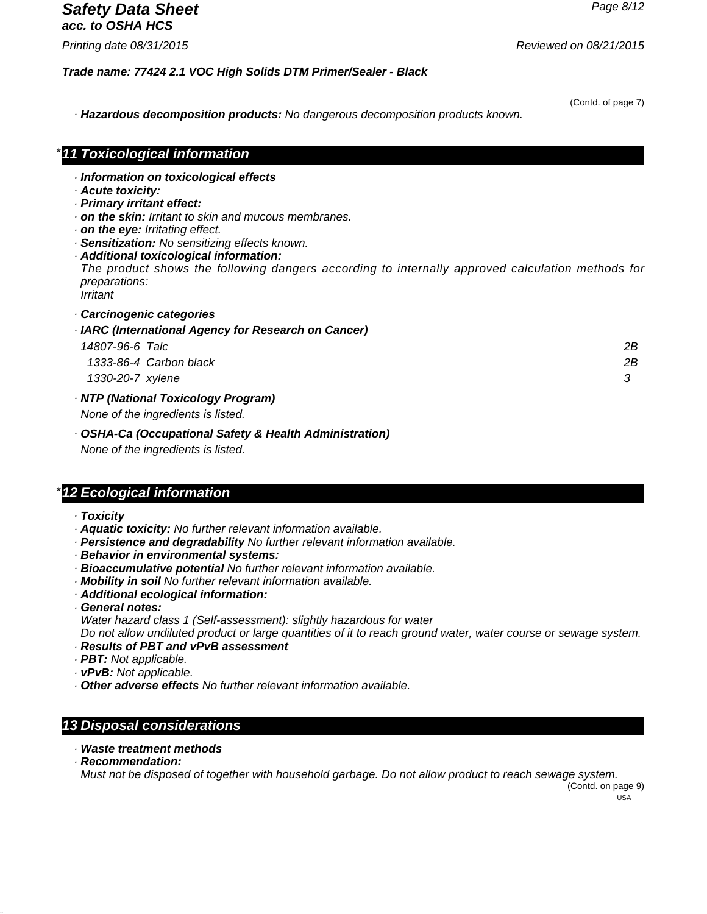Trade name: 77424 2.1 VOC High Solids DTM Primer/Sealer - Black

(Contd. of page 7)

· **Hazardous decomposition products:** No dangerous decomposition products known.

## *11 Toxicological information

· **Information on toxicological effects**
· **Acute toxicity:**
· **Primary irritant effect:**
· **on the skin:** Irritant to skin and mucous membranes.
· **on the eye:** Irritating effect.
· **Sensitization:** No sensitizing effects known.
· **Additional toxicological information:**
The product shows the following dangers according to internally approved calculation methods for preparations:
Irritant

· **Carcinogenic categories**

· **IARC (International Agency for Research on Cancer)**

| | | |
|---|---|---|
| 14807-96-6 | Talc | 2B |
| 1333-86-4 | Carbon black | 2B |
| 1330-20-7 | xylene | 3 |

· **NTP (National Toxicology Program)**
None of the ingredients is listed.

· **OSHA-Ca (Occupational Safety & Health Administration)**
None of the ingredients is listed.

## *12 Ecological information

· **Toxicity**
· **Aquatic toxicity:** No further relevant information available.
· **Persistence and degradability** No further relevant information available.
· **Behavior in environmental systems:**
· **Bioaccumulative potential** No further relevant information available.
· **Mobility in soil** No further relevant information available.
· **Additional ecological information:**
· **General notes:**
Water hazard class 1 (Self-assessment): slightly hazardous for water
Do not allow undiluted product or large quantities of it to reach ground water, water course or sewage system.
· **Results of PBT and vPvB assessment**
· **PBT:** Not applicable.
· **vPvB:** Not applicable.
· **Other adverse effects** No further relevant information available.

## 13 Disposal considerations

· **Waste treatment methods**
· **Recommendation:**
Must not be disposed of together with household garbage. Do not allow product to reach sewage system.

(Contd. on page 9)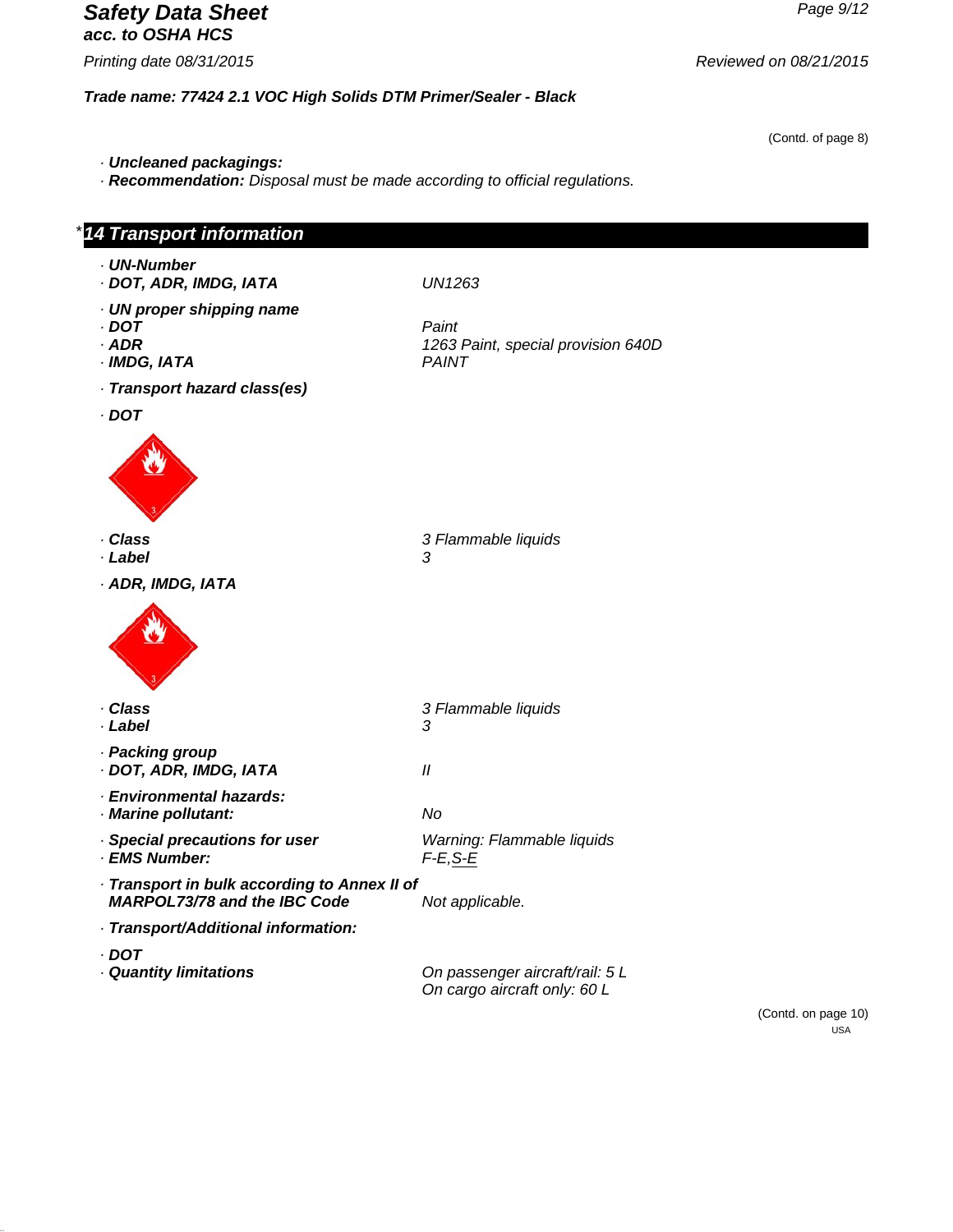(Contd. of page 8)

· **Uncleaned packagings:**
· **Recommendation:** Disposal must be made according to official regulations.

## * 14 Transport information

· **UN-Number**
· **DOT, ADR, IMDG, IATA** UN1263

· **UN proper shipping name**
· **DOT** Paint
· **ADR** 1263 Paint, special provision 640D
· **IMDG, IATA** PAINT

· **Transport hazard class(es)**

· **DOT**

· **Class** 3 Flammable liquids
· **Label** 3

· **ADR, IMDG, IATA**

· **Class** 3 Flammable liquids
· **Label** 3

· **Packing group**
· **DOT, ADR, IMDG, IATA** II

· **Environmental hazards:**
· **Marine pollutant:** No

· **Special precautions for user** Warning: Flammable liquids
· **EMS Number:** F-E,S-E

· **Transport in bulk according to Annex II of MARPOL73/78 and the IBC Code** Not applicable.

· **Transport/Additional information:**

· **DOT**
· **Quantity limitations** On passenger aircraft/rail: 5 L
On cargo aircraft only: 60 L

(Contd. on page 10)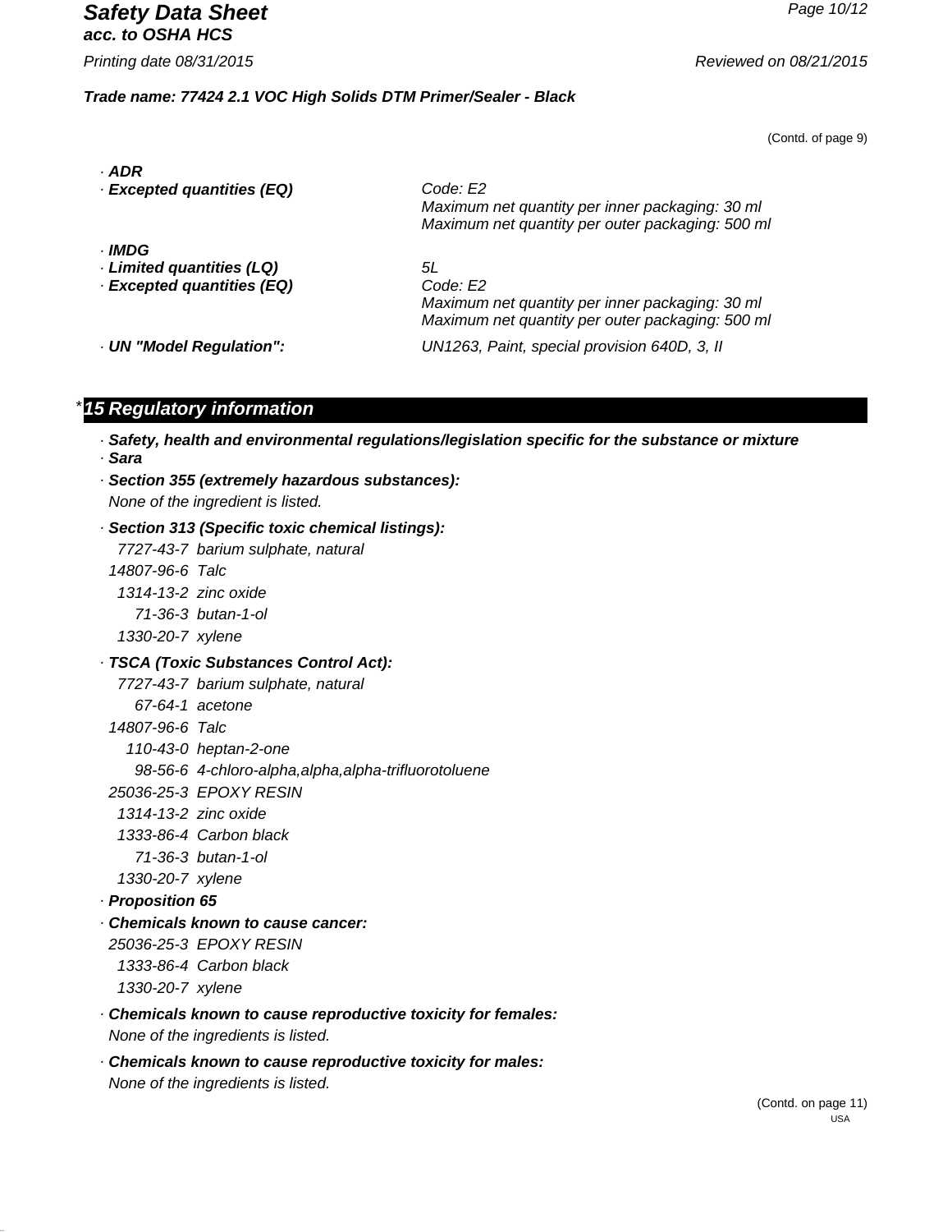(Contd. of page 9)

· **ADR**

· **Excepted quantities (EQ)** Code: E2
Maximum net quantity per inner packaging: 30 ml
Maximum net quantity per outer packaging: 500 ml

· **IMDG**

· **Limited quantities (LQ)** 5L

· **Excepted quantities (EQ)** Code: E2
Maximum net quantity per inner packaging: 30 ml
Maximum net quantity per outer packaging: 500 ml

· **UN "Model Regulation":** UN1263, Paint, special provision 640D, 3, II

## *15 Regulatory information

· **Safety, health and environmental regulations/legislation specific for the substance or mixture**

· **Sara**

· **Section 355 (extremely hazardous substances):**

None of the ingredient is listed.

· **Section 313 (Specific toxic chemical listings):**

7727-43-7 barium sulphate, natural
14807-96-6 Talc
1314-13-2 zinc oxide
71-36-3 butan-1-ol
1330-20-7 xylene

· **TSCA (Toxic Substances Control Act):**

7727-43-7 barium sulphate, natural
67-64-1 acetone
14807-96-6 Talc
110-43-0 heptan-2-one
98-56-6 4-chloro-alpha,alpha,alpha-trifluorotoluene
25036-25-3 EPOXY RESIN
1314-13-2 zinc oxide
1333-86-4 Carbon black
71-36-3 butan-1-ol
1330-20-7 xylene

· **Proposition 65**

· **Chemicals known to cause cancer:**

25036-25-3 EPOXY RESIN
1333-86-4 Carbon black
1330-20-7 xylene

· **Chemicals known to cause reproductive toxicity for females:**

None of the ingredients is listed.

· **Chemicals known to cause reproductive toxicity for males:**

None of the ingredients is listed.

(Contd. on page 11)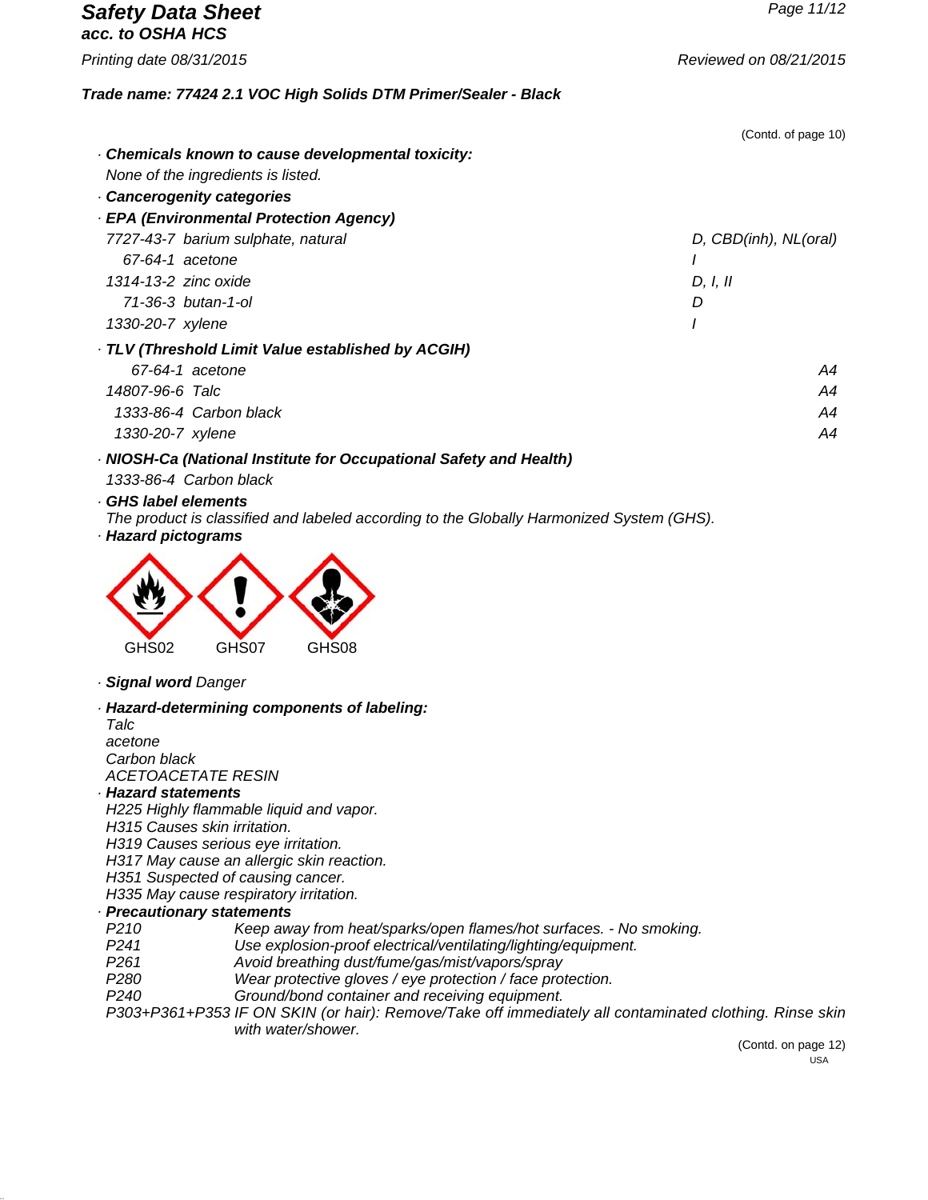(Contd. of page 10)

· **Chemicals known to cause developmental toxicity:**

None of the ingredients is listed.

· **Cancerogenity categories**

· **EPA (Environmental Protection Agency)**

| | | |
|---|---|---|
| 7727-43-7 | barium sulphate, natural | D, CBD(inh), NL(oral) |
| 67-64-1 | acetone | I |
| 1314-13-2 | zinc oxide | D, I, II |
| 71-36-3 | butan-1-ol | D |
| 1330-20-7 | xylene | I |

· **TLV (Threshold Limit Value established by ACGIH)**

| | | |
|---|---|---|
| 67-64-1 | acetone | A4 |
| 14807-96-6 | Talc | A4 |
| 1333-86-4 | Carbon black | A4 |
| 1330-20-7 | xylene | A4 |

· **NIOSH-Ca (National Institute for Occupational Safety and Health)**

1333-86-4 Carbon black

· **GHS label elements**

The product is classified and labeled according to the Globally Harmonized System (GHS).

· **Hazard pictograms**

GHS02 GHS07 GHS08

· **Signal word** Danger

· **Hazard-determining components of labeling:**

Talc
acetone
Carbon black
ACETOACETATE RESIN

· **Hazard statements**

H225 Highly flammable liquid and vapor.
H315 Causes skin irritation.
H319 Causes serious eye irritation.
H317 May cause an allergic skin reaction.
H351 Suspected of causing cancer.
H335 May cause respiratory irritation.

· **Precautionary statements**

P210 Keep away from heat/sparks/open flames/hot surfaces. - No smoking.
P241 Use explosion-proof electrical/ventilating/lighting/equipment.
P261 Avoid breathing dust/fume/gas/mist/vapors/spray
P280 Wear protective gloves / eye protection / face protection.
P240 Ground/bond container and receiving equipment.
P303+P361+P353 IF ON SKIN (or hair): Remove/Take off immediately all contaminated clothing. Rinse skin with water/shower.

(Contd. on page 12)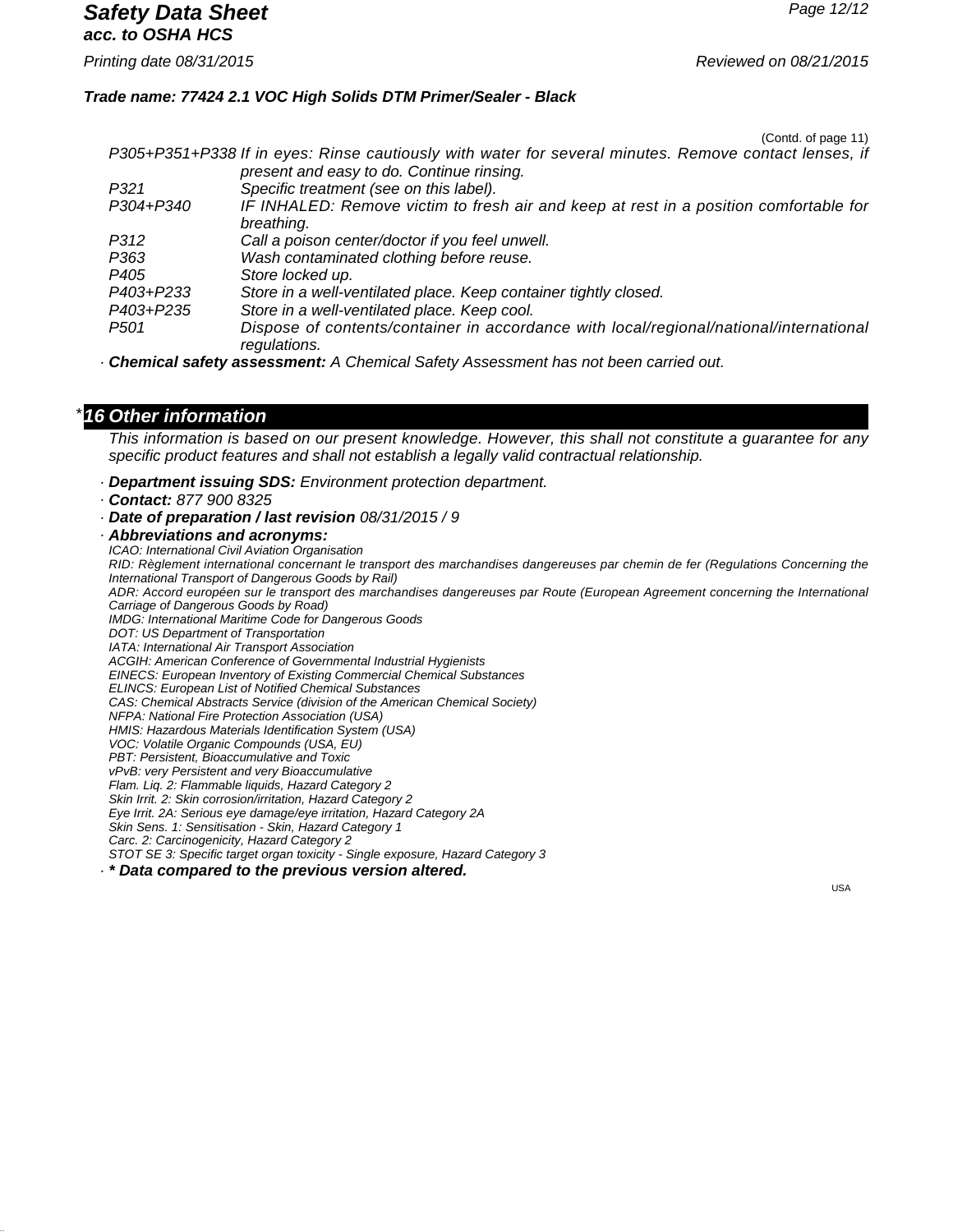(Contd. of page 11)

| | |
|---|---|
| P305+P351+P338 | If in eyes: Rinse cautiously with water for several minutes. Remove contact lenses, if present and easy to do. Continue rinsing. |
| P321 | Specific treatment (see on this label). |
| P304+P340 | IF INHALED: Remove victim to fresh air and keep at rest in a position comfortable for breathing. |
| P312 | Call a poison center/doctor if you feel unwell. |
| P363 | Wash contaminated clothing before reuse. |
| P405 | Store locked up. |
| P403+P233 | Store in a well-ventilated place. Keep container tightly closed. |
| P403+P235 | Store in a well-ventilated place. Keep cool. |
| P501 | Dispose of contents/container in accordance with local/regional/national/international regulations. |

· **Chemical safety assessment:** A Chemical Safety Assessment has not been carried out.

## * 16 Other information

This information is based on our present knowledge. However, this shall not constitute a guarantee for any specific product features and shall not establish a legally valid contractual relationship.

· **Department issuing SDS:** Environment protection department.

· **Contact:** 877 900 8325

· **Date of preparation / last revision** 08/31/2015 / 9

· **Abbreviations and acronyms:**

ICAO: International Civil Aviation Organisation
RID: Règlement international concernant le transport des marchandises dangereuses par chemin de fer (Regulations Concerning the International Transport of Dangerous Goods by Rail)
ADR: Accord européen sur le transport des marchandises dangereuses par Route (European Agreement concerning the International Carriage of Dangerous Goods by Road)
IMDG: International Maritime Code for Dangerous Goods
DOT: US Department of Transportation
IATA: International Air Transport Association
ACGIH: American Conference of Governmental Industrial Hygienists
EINECS: European Inventory of Existing Commercial Chemical Substances
ELINCS: European List of Notified Chemical Substances
CAS: Chemical Abstracts Service (division of the American Chemical Society)
NFPA: National Fire Protection Association (USA)
HMIS: Hazardous Materials Identification System (USA)
VOC: Volatile Organic Compounds (USA, EU)
PBT: Persistent, Bioaccumulative and Toxic
vPvB: very Persistent and very Bioaccumulative
Flam. Liq. 2: Flammable liquids, Hazard Category 2
Skin Irrit. 2: Skin corrosion/irritation, Hazard Category 2
Eye Irrit. 2A: Serious eye damage/eye irritation, Hazard Category 2A
Skin Sens. 1: Sensitisation - Skin, Hazard Category 1
Carc. 2: Carcinogenicity, Hazard Category 2
STOT SE 3: Specific target organ toxicity - Single exposure, Hazard Category 3

· *** Data compared to the previous version altered.**

USA